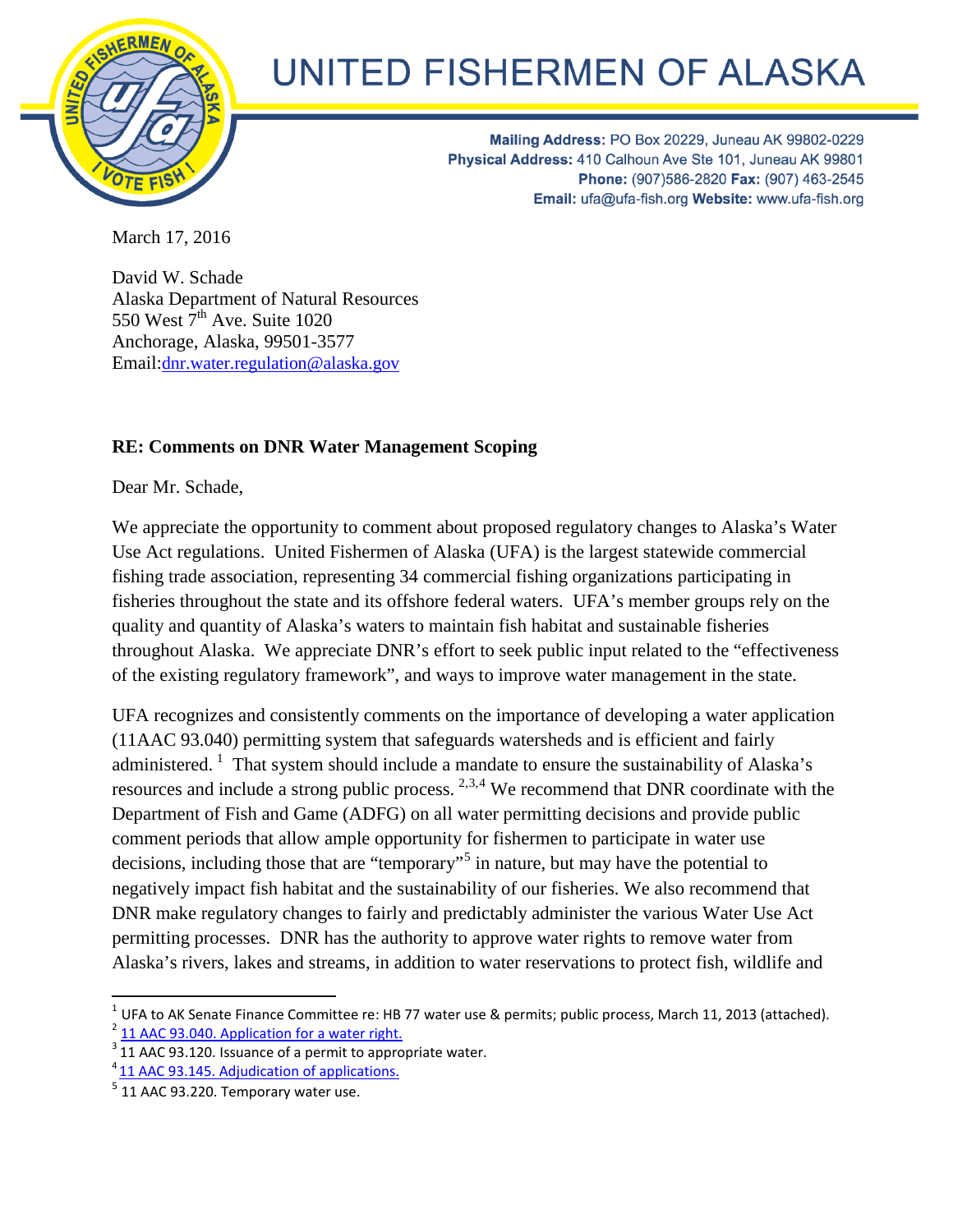# UNITED FISHERMEN OF ALASKA

**Mailing Address:** PO Box 20229, Juneau AK 99802-0229
**Physical Address:** 410 Calhoun Ave Ste 101, Juneau AK 99801
**Phone:** (907)586-2820 **Fax:** (907) 463-2545
**Email:** ufa@ufa-fish.org **Website:** www.ufa-fish.org

March 17, 2016

David W. Schade
Alaska Department of Natural Resources
550 West 7th Ave. Suite 1020
Anchorage, Alaska, 99501-3577
Email:dnr.water.regulation@alaska.gov

**RE: Comments on DNR Water Management Scoping**

Dear Mr. Schade,

We appreciate the opportunity to comment about proposed regulatory changes to Alaska's Water Use Act regulations. United Fishermen of Alaska (UFA) is the largest statewide commercial fishing trade association, representing 34 commercial fishing organizations participating in fisheries throughout the state and its offshore federal waters. UFA's member groups rely on the quality and quantity of Alaska's waters to maintain fish habitat and sustainable fisheries throughout Alaska. We appreciate DNR's effort to seek public input related to the "effectiveness of the existing regulatory framework", and ways to improve water management in the state.

UFA recognizes and consistently comments on the importance of developing a water application (11AAC 93.040) permitting system that safeguards watersheds and is efficient and fairly administered. [1] That system should include a mandate to ensure the sustainability of Alaska's resources and include a strong public process. [2,3,4] We recommend that DNR coordinate with the Department of Fish and Game (ADFG) on all water permitting decisions and provide public comment periods that allow ample opportunity for fishermen to participate in water use decisions, including those that are "temporary"[5] in nature, but may have the potential to negatively impact fish habitat and the sustainability of our fisheries. We also recommend that DNR make regulatory changes to fairly and predictably administer the various Water Use Act permitting processes. DNR has the authority to approve water rights to remove water from Alaska's rivers, lakes and streams, in addition to water reservations to protect fish, wildlife and

---

[1] UFA to AK Senate Finance Committee re: HB 77 water use & permits; public process, March 11, 2013 (attached).

[2] 11 AAC 93.040. Application for a water right.

[3] 11 AAC 93.120. Issuance of a permit to appropriate water.

[4] 11 AAC 93.145. Adjudication of applications.

[5] 11 AAC 93.220. Temporary water use.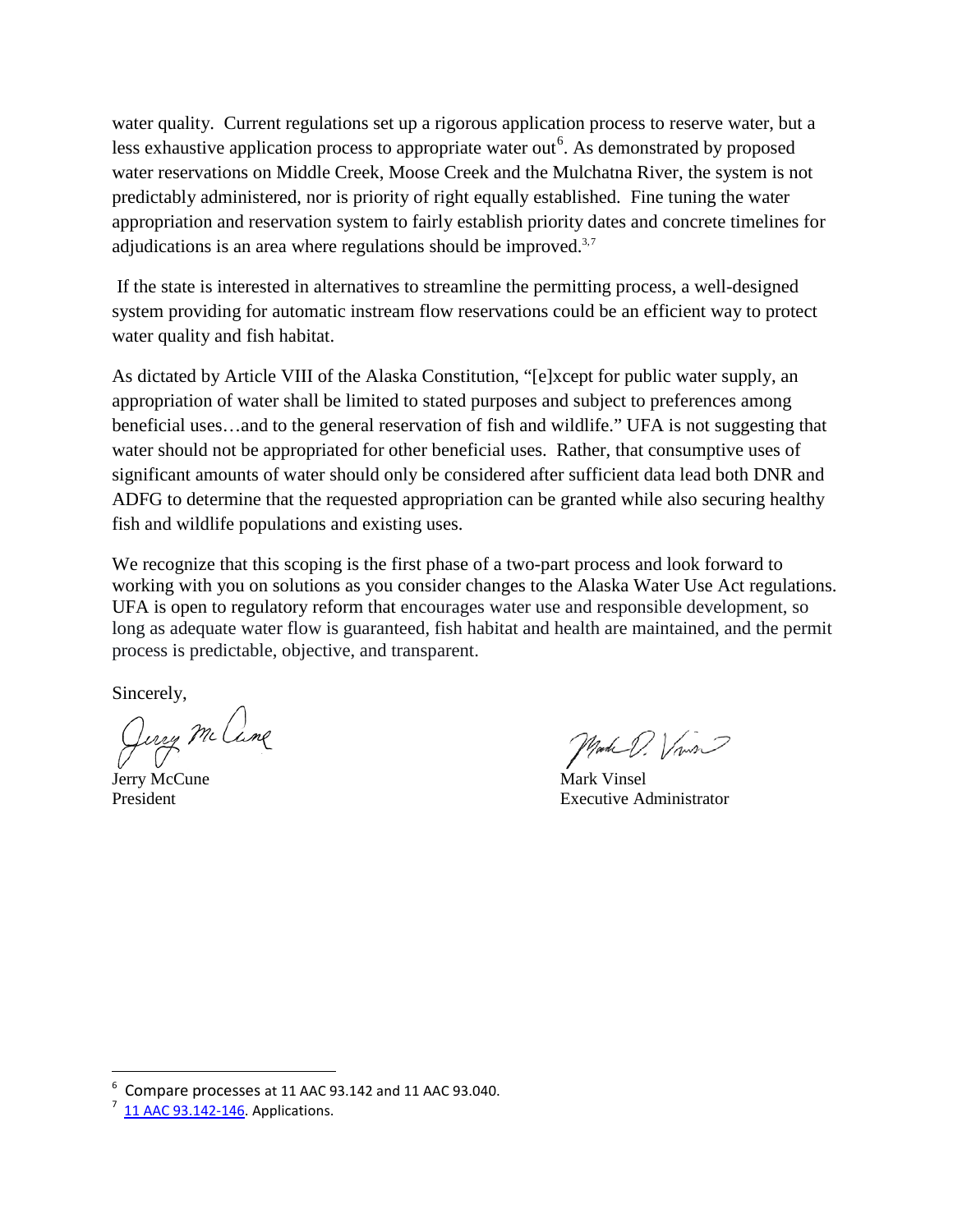water quality. Current regulations set up a rigorous application process to reserve water, but a less exhaustive application process to appropriate water out[6]. As demonstrated by proposed water reservations on Middle Creek, Moose Creek and the Mulchatna River, the system is not predictably administered, nor is priority of right equally established. Fine tuning the water appropriation and reservation system to fairly establish priority dates and concrete timelines for adjudications is an area where regulations should be improved.[3,7]

If the state is interested in alternatives to streamline the permitting process, a well-designed system providing for automatic instream flow reservations could be an efficient way to protect water quality and fish habitat.

As dictated by Article VIII of the Alaska Constitution, "[e]xcept for public water supply, an appropriation of water shall be limited to stated purposes and subject to preferences among beneficial uses…and to the general reservation of fish and wildlife." UFA is not suggesting that water should not be appropriated for other beneficial uses. Rather, that consumptive uses of significant amounts of water should only be considered after sufficient data lead both DNR and ADFG to determine that the requested appropriation can be granted while also securing healthy fish and wildlife populations and existing uses.

We recognize that this scoping is the first phase of a two-part process and look forward to working with you on solutions as you consider changes to the Alaska Water Use Act regulations. UFA is open to regulatory reform that encourages water use and responsible development, so long as adequate water flow is guaranteed, fish habitat and health are maintained, and the permit process is predictable, objective, and transparent.

Sincerely,

Jerry McCune
President

Mark Vinsel
Executive Administrator

---

[6] Compare processes at 11 AAC 93.142 and 11 AAC 93.040.

[7] 11 AAC 93.142-146. Applications.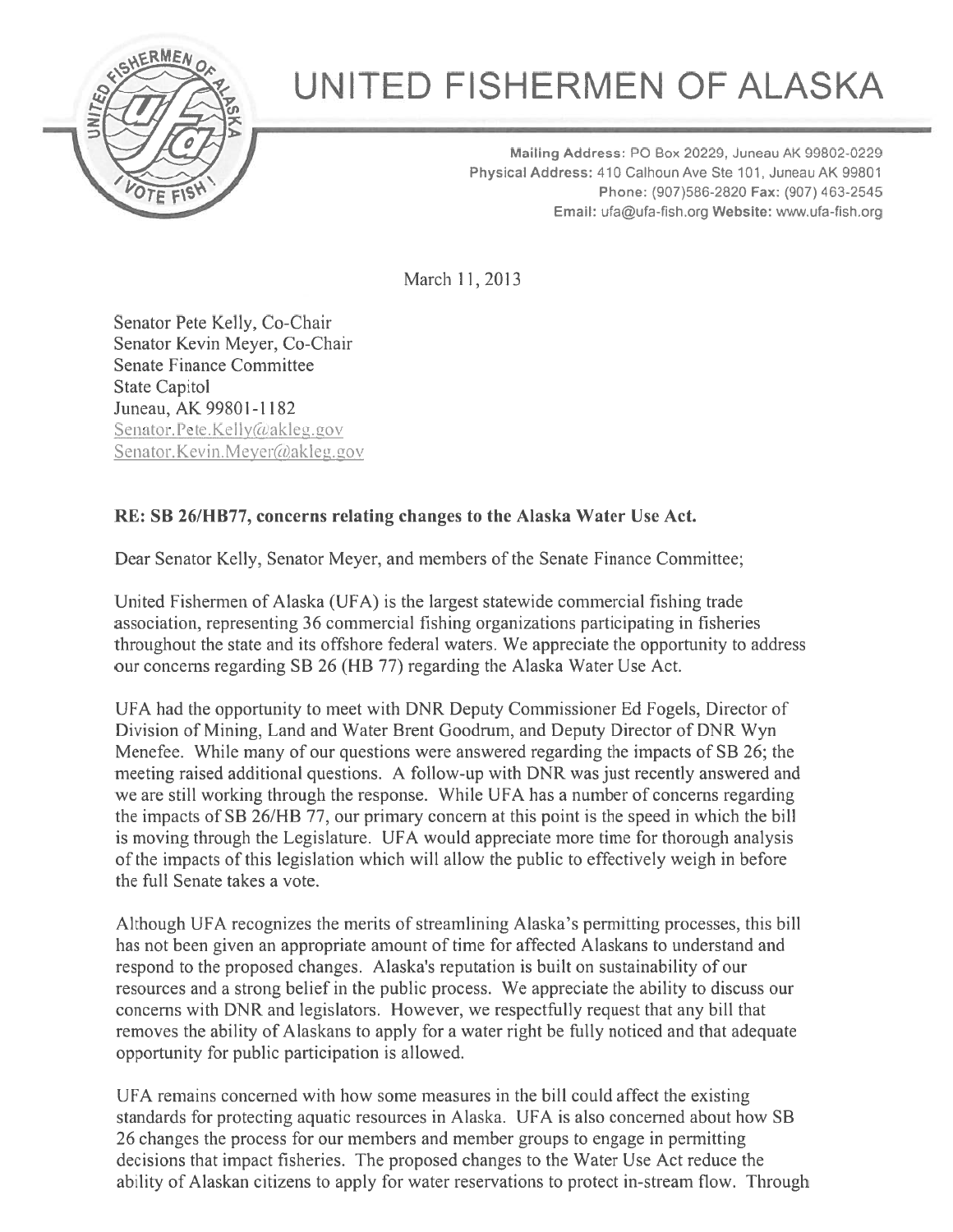# UNITED FISHERMEN OF ALASKA

**Mailing Address:** PO Box 20229, Juneau AK 99802-0229
**Physical Address:** 410 Calhoun Ave Ste 101, Juneau AK 99801
**Phone:** (907)586-2820 **Fax:** (907) 463-2545
**Email:** ufa@ufa-fish.org **Website:** www.ufa-fish.org

March 11, 2013

Senator Pete Kelly, Co-Chair
Senator Kevin Meyer, Co-Chair
Senate Finance Committee
State Capitol
Juneau, AK 99801-1182
Senator.Pete.Kelly@akleg.gov
Senator.Kevin.Meyer@akleg.gov

**RE: SB 26/HB77, concerns relating changes to the Alaska Water Use Act.**

Dear Senator Kelly, Senator Meyer, and members of the Senate Finance Committee;

United Fishermen of Alaska (UFA) is the largest statewide commercial fishing trade association, representing 36 commercial fishing organizations participating in fisheries throughout the state and its offshore federal waters. We appreciate the opportunity to address our concerns regarding SB 26 (HB 77) regarding the Alaska Water Use Act.

UFA had the opportunity to meet with DNR Deputy Commissioner Ed Fogels, Director of Division of Mining, Land and Water Brent Goodrum, and Deputy Director of DNR Wyn Menefee. While many of our questions were answered regarding the impacts of SB 26; the meeting raised additional questions. A follow-up with DNR was just recently answered and we are still working through the response. While UFA has a number of concerns regarding the impacts of SB 26/HB 77, our primary concern at this point is the speed in which the bill is moving through the Legislature. UFA would appreciate more time for thorough analysis of the impacts of this legislation which will allow the public to effectively weigh in before the full Senate takes a vote.

Although UFA recognizes the merits of streamlining Alaska's permitting processes, this bill has not been given an appropriate amount of time for affected Alaskans to understand and respond to the proposed changes. Alaska's reputation is built on sustainability of our resources and a strong belief in the public process. We appreciate the ability to discuss our concerns with DNR and legislators. However, we respectfully request that any bill that removes the ability of Alaskans to apply for a water right be fully noticed and that adequate opportunity for public participation is allowed.

UFA remains concerned with how some measures in the bill could affect the existing standards for protecting aquatic resources in Alaska. UFA is also concerned about how SB 26 changes the process for our members and member groups to engage in permitting decisions that impact fisheries. The proposed changes to the Water Use Act reduce the ability of Alaskan citizens to apply for water reservations to protect in-stream flow. Through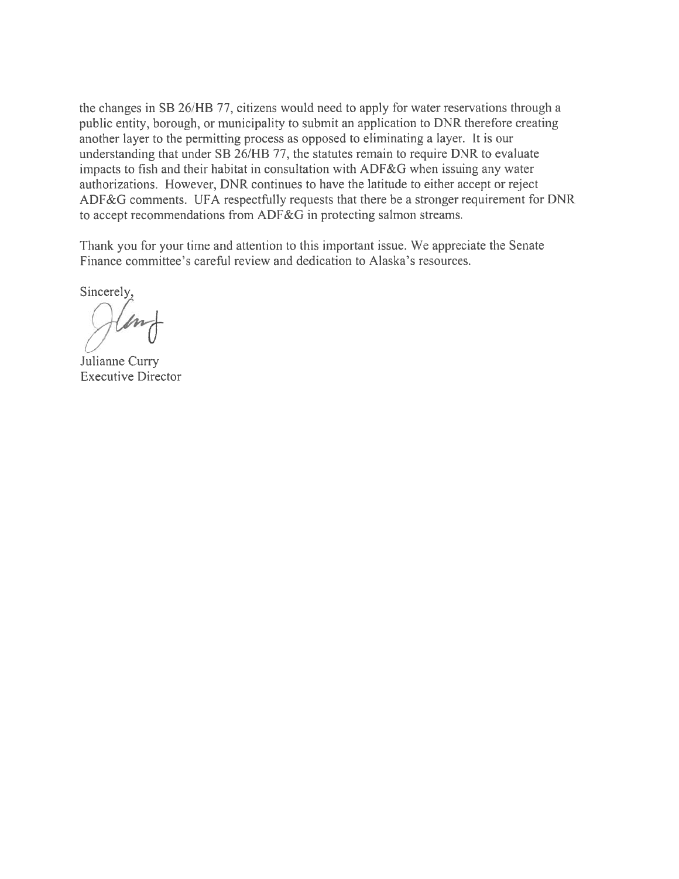the changes in SB 26/HB 77, citizens would need to apply for water reservations through a public entity, borough, or municipality to submit an application to DNR therefore creating another layer to the permitting process as opposed to eliminating a layer. It is our understanding that under SB 26/HB 77, the statutes remain to require DNR to evaluate impacts to fish and their habitat in consultation with ADF&G when issuing any water authorizations. However, DNR continues to have the latitude to either accept or reject ADF&G comments. UFA respectfully requests that there be a stronger requirement for DNR to accept recommendations from ADF&G in protecting salmon streams.

Thank you for your time and attention to this important issue. We appreciate the Senate Finance committee's careful review and dedication to Alaska's resources.

Sincerely,

Julianne Curry
Executive Director